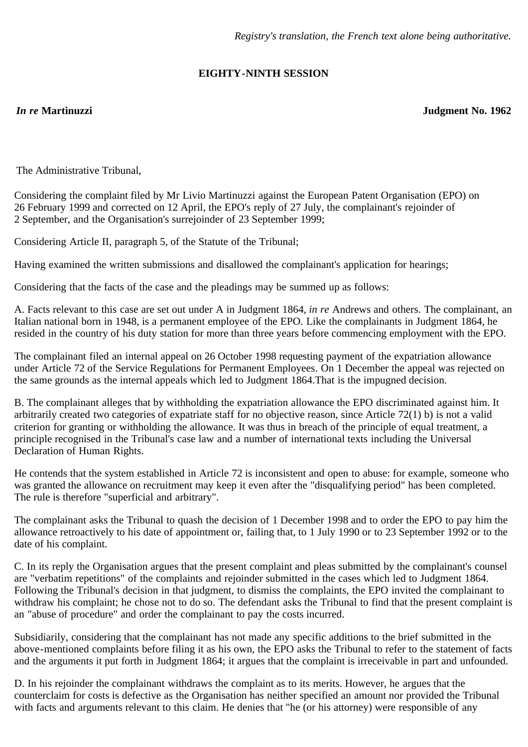*Registry's translation, the French text alone being authoritative.*

**EIGHTY-NINTH SESSION**

***In re* Martinuzzi** **Judgment No. 1962**

The Administrative Tribunal,

Considering the complaint filed by Mr Livio Martinuzzi against the European Patent Organisation (EPO) on 26 February 1999 and corrected on 12 April, the EPO's reply of 27 July, the complainant's rejoinder of 2 September, and the Organisation's surrejoinder of 23 September 1999;

Considering Article II, paragraph 5, of the Statute of the Tribunal;

Having examined the written submissions and disallowed the complainant's application for hearings;

Considering that the facts of the case and the pleadings may be summed up as follows:

A. Facts relevant to this case are set out under A in Judgment 1864, *in re* Andrews and others. The complainant, an Italian national born in 1948, is a permanent employee of the EPO. Like the complainants in Judgment 1864, he resided in the country of his duty station for more than three years before commencing employment with the EPO.

The complainant filed an internal appeal on 26 October 1998 requesting payment of the expatriation allowance under Article 72 of the Service Regulations for Permanent Employees. On 1 December the appeal was rejected on the same grounds as the internal appeals which led to Judgment 1864.That is the impugned decision.

B. The complainant alleges that by withholding the expatriation allowance the EPO discriminated against him. It arbitrarily created two categories of expatriate staff for no objective reason, since Article 72(1) b) is not a valid criterion for granting or withholding the allowance. It was thus in breach of the principle of equal treatment, a principle recognised in the Tribunal's case law and a number of international texts including the Universal Declaration of Human Rights.

He contends that the system established in Article 72 is inconsistent and open to abuse: for example, someone who was granted the allowance on recruitment may keep it even after the "disqualifying period" has been completed. The rule is therefore "superficial and arbitrary".

The complainant asks the Tribunal to quash the decision of 1 December 1998 and to order the EPO to pay him the allowance retroactively to his date of appointment or, failing that, to 1 July 1990 or to 23 September 1992 or to the date of his complaint.

C. In its reply the Organisation argues that the present complaint and pleas submitted by the complainant's counsel are "verbatim repetitions" of the complaints and rejoinder submitted in the cases which led to Judgment 1864. Following the Tribunal's decision in that judgment, to dismiss the complaints, the EPO invited the complainant to withdraw his complaint; he chose not to do so. The defendant asks the Tribunal to find that the present complaint is an "abuse of procedure" and order the complainant to pay the costs incurred.

Subsidiarily, considering that the complainant has not made any specific additions to the brief submitted in the above-mentioned complaints before filing it as his own, the EPO asks the Tribunal to refer to the statement of facts and the arguments it put forth in Judgment 1864; it argues that the complaint is irreceivable in part and unfounded.

D. In his rejoinder the complainant withdraws the complaint as to its merits. However, he argues that the counterclaim for costs is defective as the Organisation has neither specified an amount nor provided the Tribunal with facts and arguments relevant to this claim. He denies that "he (or his attorney) were responsible of any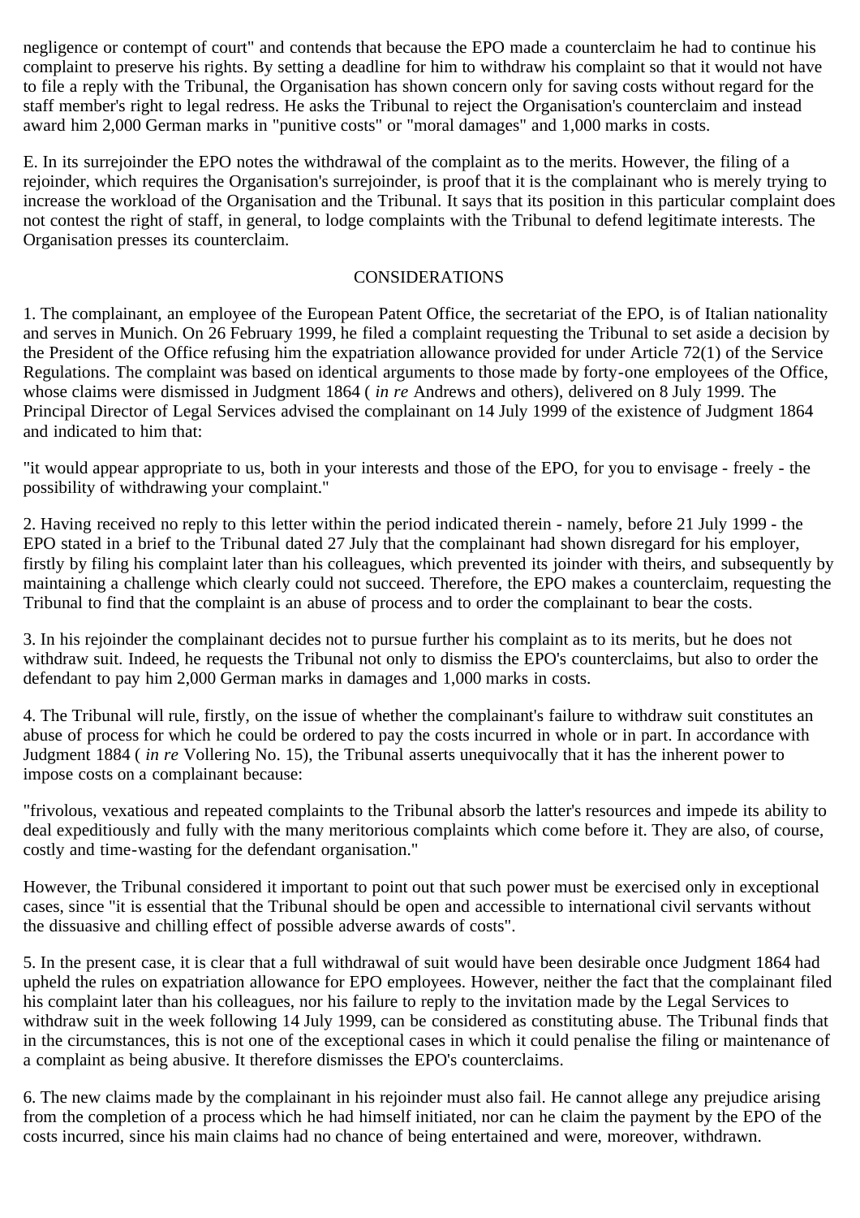negligence or contempt of court" and contends that because the EPO made a counterclaim he had to continue his complaint to preserve his rights. By setting a deadline for him to withdraw his complaint so that it would not have to file a reply with the Tribunal, the Organisation has shown concern only for saving costs without regard for the staff member's right to legal redress. He asks the Tribunal to reject the Organisation's counterclaim and instead award him 2,000 German marks in "punitive costs" or "moral damages" and 1,000 marks in costs.

E. In its surrejoinder the EPO notes the withdrawal of the complaint as to the merits. However, the filing of a rejoinder, which requires the Organisation's surrejoinder, is proof that it is the complainant who is merely trying to increase the workload of the Organisation and the Tribunal. It says that its position in this particular complaint does not contest the right of staff, in general, to lodge complaints with the Tribunal to defend legitimate interests. The Organisation presses its counterclaim.

## CONSIDERATIONS

1. The complainant, an employee of the European Patent Office, the secretariat of the EPO, is of Italian nationality and serves in Munich. On 26 February 1999, he filed a complaint requesting the Tribunal to set aside a decision by the President of the Office refusing him the expatriation allowance provided for under Article 72(1) of the Service Regulations. The complaint was based on identical arguments to those made by forty-one employees of the Office, whose claims were dismissed in Judgment 1864 ( *in re* Andrews and others), delivered on 8 July 1999. The Principal Director of Legal Services advised the complainant on 14 July 1999 of the existence of Judgment 1864 and indicated to him that:

"it would appear appropriate to us, both in your interests and those of the EPO, for you to envisage - freely - the possibility of withdrawing your complaint."

2. Having received no reply to this letter within the period indicated therein - namely, before 21 July 1999 - the EPO stated in a brief to the Tribunal dated 27 July that the complainant had shown disregard for his employer, firstly by filing his complaint later than his colleagues, which prevented its joinder with theirs, and subsequently by maintaining a challenge which clearly could not succeed. Therefore, the EPO makes a counterclaim, requesting the Tribunal to find that the complaint is an abuse of process and to order the complainant to bear the costs.

3. In his rejoinder the complainant decides not to pursue further his complaint as to its merits, but he does not withdraw suit. Indeed, he requests the Tribunal not only to dismiss the EPO's counterclaims, but also to order the defendant to pay him 2,000 German marks in damages and 1,000 marks in costs.

4. The Tribunal will rule, firstly, on the issue of whether the complainant's failure to withdraw suit constitutes an abuse of process for which he could be ordered to pay the costs incurred in whole or in part. In accordance with Judgment 1884 ( *in re* Vollering No. 15), the Tribunal asserts unequivocally that it has the inherent power to impose costs on a complainant because:

"frivolous, vexatious and repeated complaints to the Tribunal absorb the latter's resources and impede its ability to deal expeditiously and fully with the many meritorious complaints which come before it. They are also, of course, costly and time-wasting for the defendant organisation."

However, the Tribunal considered it important to point out that such power must be exercised only in exceptional cases, since "it is essential that the Tribunal should be open and accessible to international civil servants without the dissuasive and chilling effect of possible adverse awards of costs".

5. In the present case, it is clear that a full withdrawal of suit would have been desirable once Judgment 1864 had upheld the rules on expatriation allowance for EPO employees. However, neither the fact that the complainant filed his complaint later than his colleagues, nor his failure to reply to the invitation made by the Legal Services to withdraw suit in the week following 14 July 1999, can be considered as constituting abuse. The Tribunal finds that in the circumstances, this is not one of the exceptional cases in which it could penalise the filing or maintenance of a complaint as being abusive. It therefore dismisses the EPO's counterclaims.

6. The new claims made by the complainant in his rejoinder must also fail. He cannot allege any prejudice arising from the completion of a process which he had himself initiated, nor can he claim the payment by the EPO of the costs incurred, since his main claims had no chance of being entertained and were, moreover, withdrawn.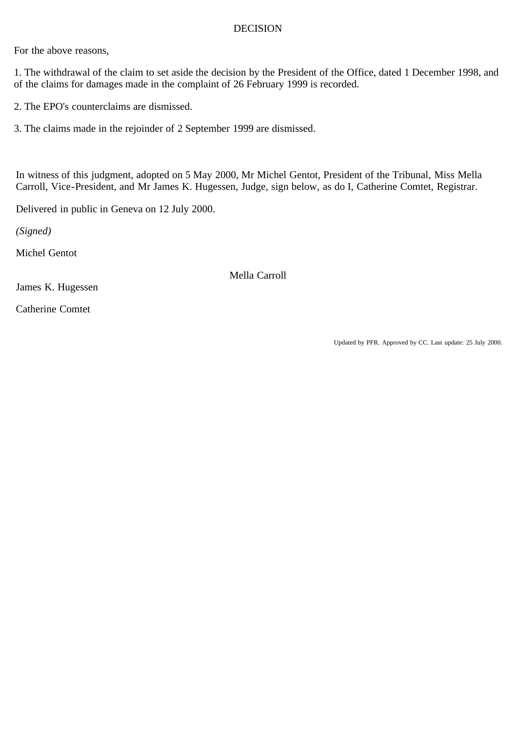## DECISION

For the above reasons,

1. The withdrawal of the claim to set aside the decision by the President of the Office, dated 1 December 1998, and of the claims for damages made in the complaint of 26 February 1999 is recorded.

2. The EPO's counterclaims are dismissed.

3. The claims made in the rejoinder of 2 September 1999 are dismissed.

In witness of this judgment, adopted on 5 May 2000, Mr Michel Gentot, President of the Tribunal, Miss Mella Carroll, Vice-President, and Mr James K. Hugessen, Judge, sign below, as do I, Catherine Comtet, Registrar.

Delivered in public in Geneva on 12 July 2000.

*(Signed)*

Michel Gentot

Mella Carroll

James K. Hugessen

Catherine Comtet

Updated by PFR. Approved by CC. Last update: 25 July 2000.